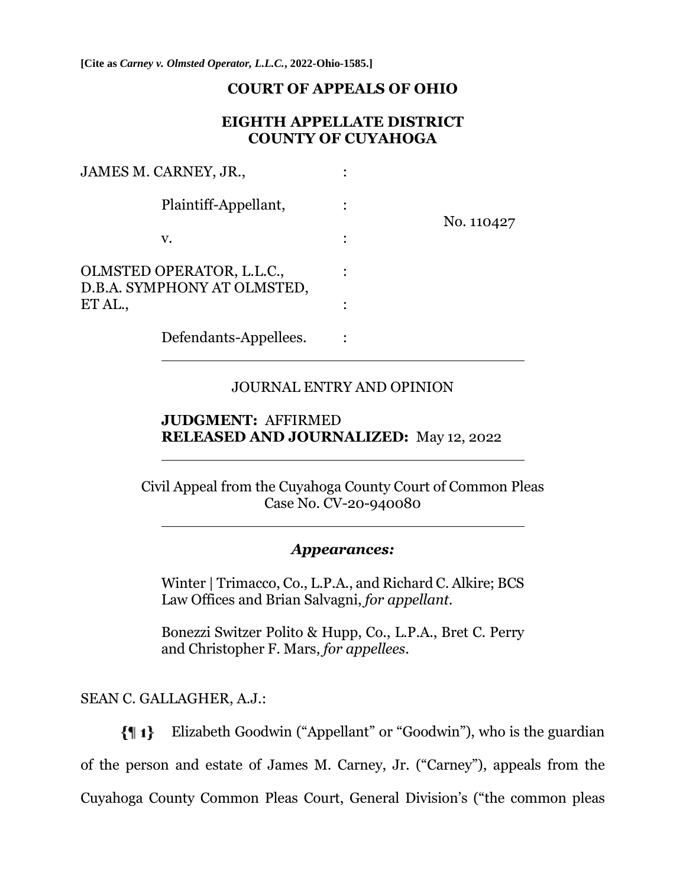[Cite as *Carney v. Olmsted Operator, L.L.C.*, 2022-Ohio-1585.]

**COURT OF APPEALS OF OHIO**

**EIGHTH APPELLATE DISTRICT**
**COUNTY OF CUYAHOGA**

| | | |
|---|---|---|
| JAMES M. CARNEY, JR., | : | |
| Plaintiff-Appellant, | : | No. 110427 |
| v. | : | |
| OLMSTED OPERATOR, L.L.C., D.B.A. SYMPHONY AT OLMSTED, ET AL., | : | |
| Defendants-Appellees. | : | |

JOURNAL ENTRY AND OPINION

**JUDGMENT:** AFFIRMED
**RELEASED AND JOURNALIZED:** May 12, 2022

Civil Appeal from the Cuyahoga County Court of Common Pleas
Case No. CV-20-940080

***Appearances:***

Winter | Trimacco, Co., L.P.A., and Richard C. Alkire; BCS Law Offices and Brian Salvagni, *for appellant*.

Bonezzi Switzer Polito & Hupp, Co., L.P.A., Bret C. Perry and Christopher F. Mars, *for appellees*.

SEAN C. GALLAGHER, A.J.:

**{¶ 1}** Elizabeth Goodwin ("Appellant" or "Goodwin"), who is the guardian of the person and estate of James M. Carney, Jr. ("Carney"), appeals from the Cuyahoga County Common Pleas Court, General Division's ("the common pleas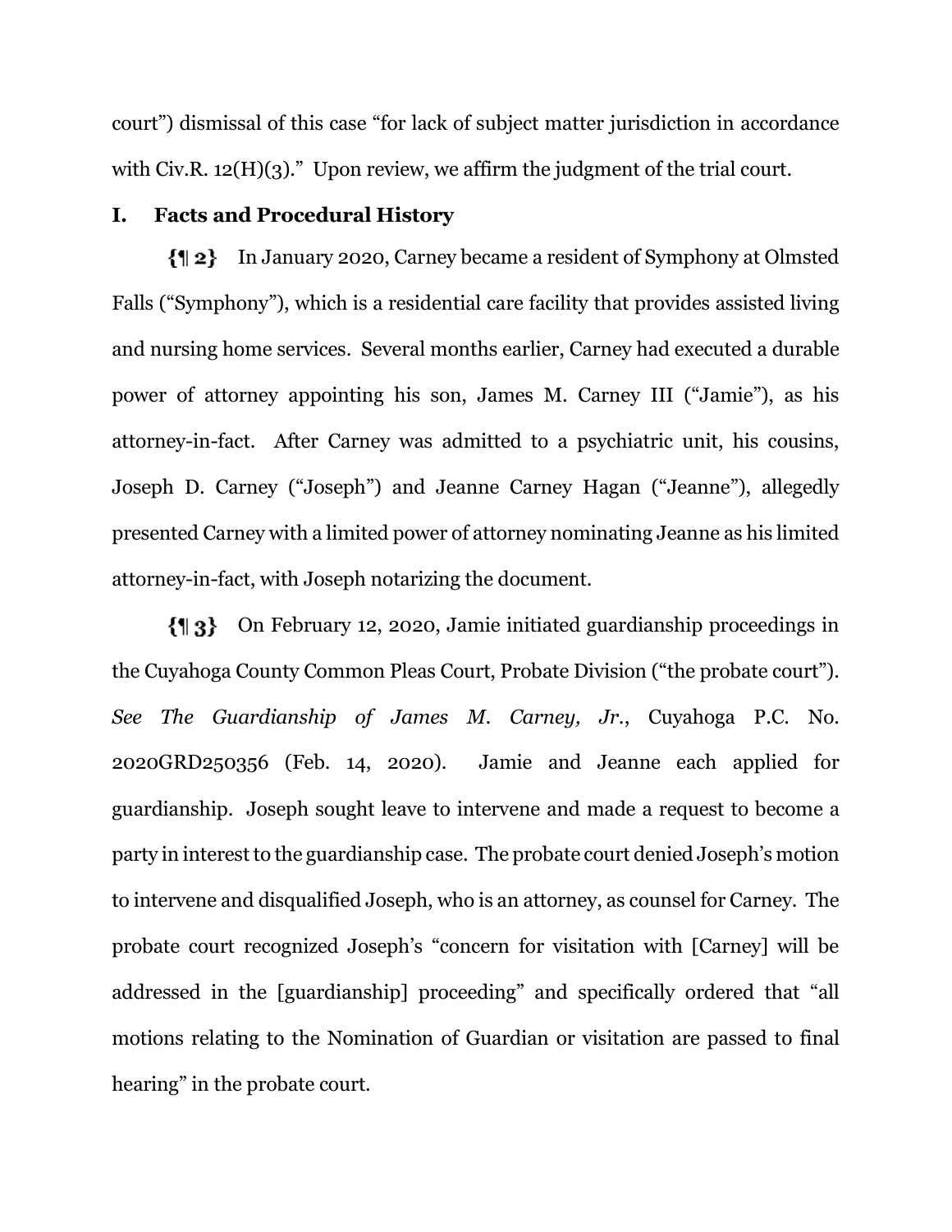court") dismissal of this case "for lack of subject matter jurisdiction in accordance with Civ.R. 12(H)(3)." Upon review, we affirm the judgment of the trial court.

## I. Facts and Procedural History

**{¶ 2}** In January 2020, Carney became a resident of Symphony at Olmsted Falls ("Symphony"), which is a residential care facility that provides assisted living and nursing home services. Several months earlier, Carney had executed a durable power of attorney appointing his son, James M. Carney III ("Jamie"), as his attorney-in-fact. After Carney was admitted to a psychiatric unit, his cousins, Joseph D. Carney ("Joseph") and Jeanne Carney Hagan ("Jeanne"), allegedly presented Carney with a limited power of attorney nominating Jeanne as his limited attorney-in-fact, with Joseph notarizing the document.

**{¶ 3}** On February 12, 2020, Jamie initiated guardianship proceedings in the Cuyahoga County Common Pleas Court, Probate Division ("the probate court"). *See The Guardianship of James M. Carney, Jr.*, Cuyahoga P.C. No. 2020GRD250356 (Feb. 14, 2020). Jamie and Jeanne each applied for guardianship. Joseph sought leave to intervene and made a request to become a party in interest to the guardianship case. The probate court denied Joseph's motion to intervene and disqualified Joseph, who is an attorney, as counsel for Carney. The probate court recognized Joseph's "concern for visitation with [Carney] will be addressed in the [guardianship] proceeding" and specifically ordered that "all motions relating to the Nomination of Guardian or visitation are passed to final hearing" in the probate court.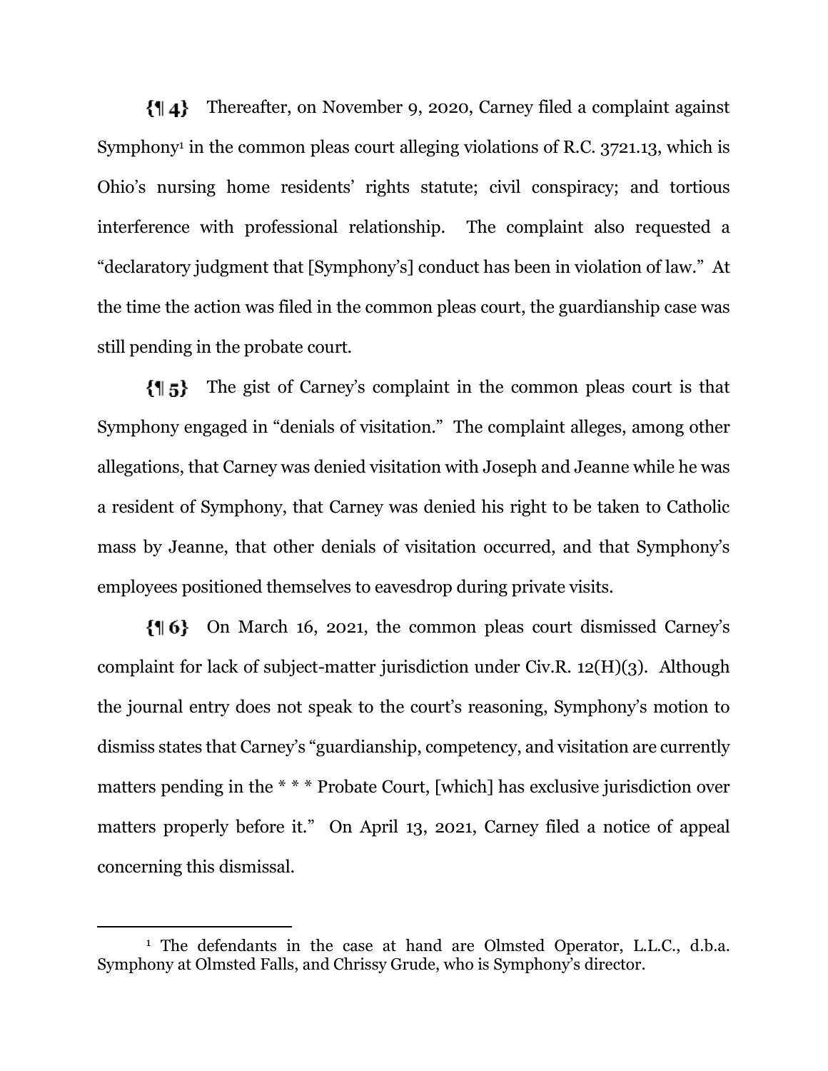{¶ 4} Thereafter, on November 9, 2020, Carney filed a complaint against Symphony[1] in the common pleas court alleging violations of R.C. 3721.13, which is Ohio's nursing home residents' rights statute; civil conspiracy; and tortious interference with professional relationship. The complaint also requested a "declaratory judgment that [Symphony's] conduct has been in violation of law." At the time the action was filed in the common pleas court, the guardianship case was still pending in the probate court.

{¶ 5} The gist of Carney's complaint in the common pleas court is that Symphony engaged in "denials of visitation." The complaint alleges, among other allegations, that Carney was denied visitation with Joseph and Jeanne while he was a resident of Symphony, that Carney was denied his right to be taken to Catholic mass by Jeanne, that other denials of visitation occurred, and that Symphony's employees positioned themselves to eavesdrop during private visits.

{¶ 6} On March 16, 2021, the common pleas court dismissed Carney's complaint for lack of subject-matter jurisdiction under Civ.R. 12(H)(3). Although the journal entry does not speak to the court's reasoning, Symphony's motion to dismiss states that Carney's "guardianship, competency, and visitation are currently matters pending in the * * * Probate Court, [which] has exclusive jurisdiction over matters properly before it." On April 13, 2021, Carney filed a notice of appeal concerning this dismissal.

---

[1] The defendants in the case at hand are Olmsted Operator, L.L.C., d.b.a. Symphony at Olmsted Falls, and Chrissy Grude, who is Symphony's director.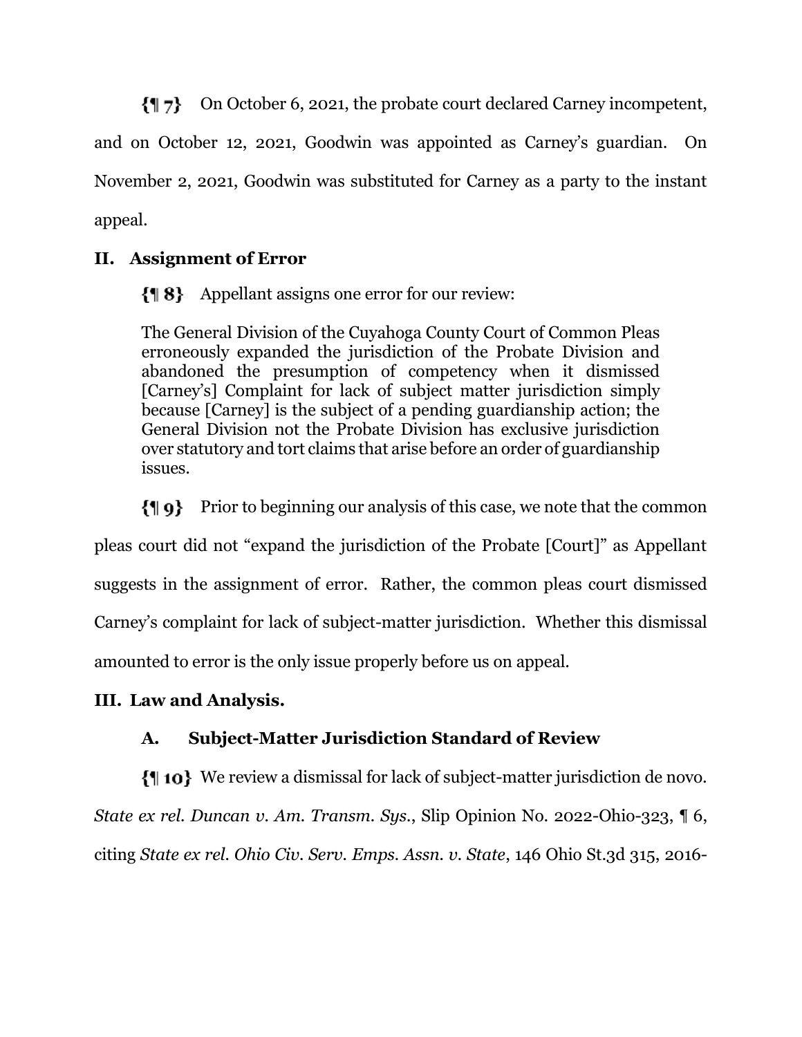{¶ 7} On October 6, 2021, the probate court declared Carney incompetent, and on October 12, 2021, Goodwin was appointed as Carney's guardian. On November 2, 2021, Goodwin was substituted for Carney as a party to the instant appeal.

## II. Assignment of Error

{¶ 8} Appellant assigns one error for our review:

> The General Division of the Cuyahoga County Court of Common Pleas erroneously expanded the jurisdiction of the Probate Division and abandoned the presumption of competency when it dismissed [Carney's] Complaint for lack of subject matter jurisdiction simply because [Carney] is the subject of a pending guardianship action; the General Division not the Probate Division has exclusive jurisdiction over statutory and tort claims that arise before an order of guardianship issues.

{¶ 9} Prior to beginning our analysis of this case, we note that the common pleas court did not "expand the jurisdiction of the Probate [Court]" as Appellant suggests in the assignment of error. Rather, the common pleas court dismissed Carney's complaint for lack of subject-matter jurisdiction. Whether this dismissal amounted to error is the only issue properly before us on appeal.

## III. Law and Analysis.

### A. Subject-Matter Jurisdiction Standard of Review

{¶ 10} We review a dismissal for lack of subject-matter jurisdiction de novo. *State ex rel. Duncan v. Am. Transm. Sys.*, Slip Opinion No. 2022-Ohio-323, ¶ 6, citing *State ex rel. Ohio Civ. Serv. Emps. Assn. v. State*, 146 Ohio St.3d 315, 2016-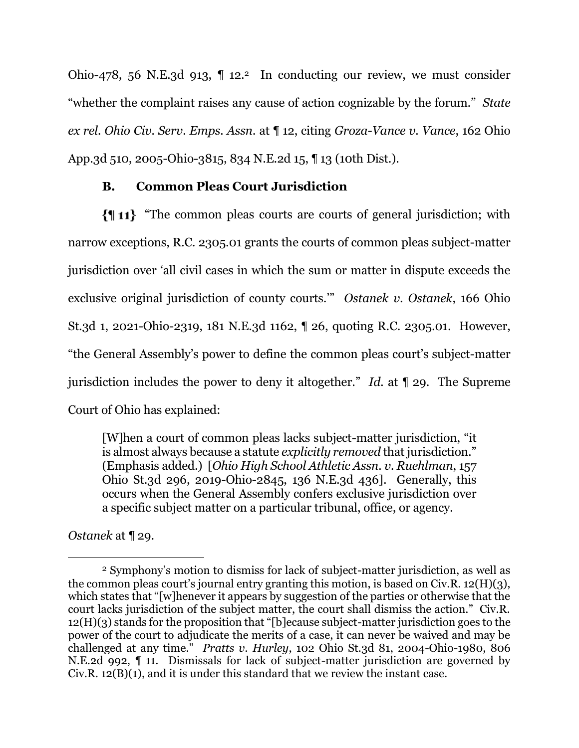Ohio-478, 56 N.E.3d 913, ¶ 12.[2] In conducting our review, we must consider "whether the complaint raises any cause of action cognizable by the forum." *State ex rel. Ohio Civ. Serv. Emps. Assn.* at ¶ 12, citing *Groza-Vance v. Vance*, 162 Ohio App.3d 510, 2005-Ohio-3815, 834 N.E.2d 15, ¶ 13 (10th Dist.).

### B. Common Pleas Court Jurisdiction

**{¶ 11}** "The common pleas courts are courts of general jurisdiction; with narrow exceptions, R.C. 2305.01 grants the courts of common pleas subject-matter jurisdiction over 'all civil cases in which the sum or matter in dispute exceeds the exclusive original jurisdiction of county courts.'" *Ostanek v. Ostanek*, 166 Ohio St.3d 1, 2021-Ohio-2319, 181 N.E.3d 1162, ¶ 26, quoting R.C. 2305.01. However, "the General Assembly's power to define the common pleas court's subject-matter jurisdiction includes the power to deny it altogether." *Id.* at ¶ 29. The Supreme Court of Ohio has explained:

> [W]hen a court of common pleas lacks subject-matter jurisdiction, "it is almost always because a statute *explicitly removed* that jurisdiction." (Emphasis added.) [*Ohio High School Athletic Assn. v. Ruehlman*, 157 Ohio St.3d 296, 2019-Ohio-2845, 136 N.E.3d 436]. Generally, this occurs when the General Assembly confers exclusive jurisdiction over a specific subject matter on a particular tribunal, office, or agency.

*Ostanek* at ¶ 29.

---

[2] Symphony's motion to dismiss for lack of subject-matter jurisdiction, as well as the common pleas court's journal entry granting this motion, is based on Civ.R. 12(H)(3), which states that "[w]henever it appears by suggestion of the parties or otherwise that the court lacks jurisdiction of the subject matter, the court shall dismiss the action." Civ.R. 12(H)(3) stands for the proposition that "[b]ecause subject-matter jurisdiction goes to the power of the court to adjudicate the merits of a case, it can never be waived and may be challenged at any time." *Pratts v. Hurley*, 102 Ohio St.3d 81, 2004-Ohio-1980, 806 N.E.2d 992, ¶ 11. Dismissals for lack of subject-matter jurisdiction are governed by Civ.R. 12(B)(1), and it is under this standard that we review the instant case.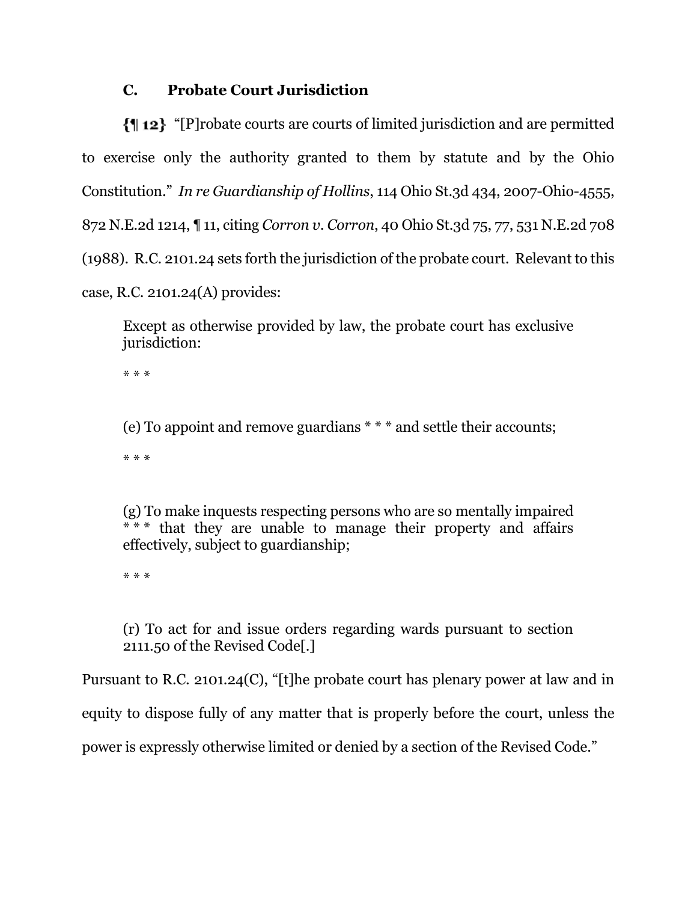### C. Probate Court Jurisdiction

**{¶ 12}** "[P]robate courts are courts of limited jurisdiction and are permitted to exercise only the authority granted to them by statute and by the Ohio Constitution." *In re Guardianship of Hollins*, 114 Ohio St.3d 434, 2007-Ohio-4555, 872 N.E.2d 1214, ¶ 11, citing *Corron v. Corron*, 40 Ohio St.3d 75, 77, 531 N.E.2d 708 (1988). R.C. 2101.24 sets forth the jurisdiction of the probate court. Relevant to this case, R.C. 2101.24(A) provides:

> Except as otherwise provided by law, the probate court has exclusive jurisdiction:
>
> * * *
>
> (e) To appoint and remove guardians * * * and settle their accounts;
>
> * * *
>
> (g) To make inquests respecting persons who are so mentally impaired * * * that they are unable to manage their property and affairs effectively, subject to guardianship;
>
> * * *
>
> (r) To act for and issue orders regarding wards pursuant to section 2111.50 of the Revised Code[.]

Pursuant to R.C. 2101.24(C), "[t]he probate court has plenary power at law and in equity to dispose fully of any matter that is properly before the court, unless the power is expressly otherwise limited or denied by a section of the Revised Code."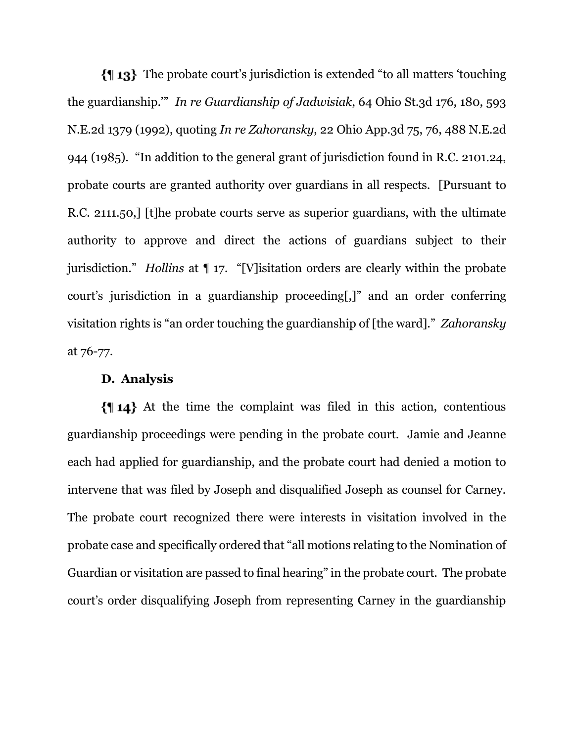{¶ 13} The probate court's jurisdiction is extended "to all matters 'touching the guardianship.'" *In re Guardianship of Jadwisiak*, 64 Ohio St.3d 176, 180, 593 N.E.2d 1379 (1992), quoting *In re Zahoransky*, 22 Ohio App.3d 75, 76, 488 N.E.2d 944 (1985). "In addition to the general grant of jurisdiction found in R.C. 2101.24, probate courts are granted authority over guardians in all respects. [Pursuant to R.C. 2111.50,] [t]he probate courts serve as superior guardians, with the ultimate authority to approve and direct the actions of guardians subject to their jurisdiction." *Hollins* at ¶ 17. "[V]isitation orders are clearly within the probate court's jurisdiction in a guardianship proceeding[,]" and an order conferring visitation rights is "an order touching the guardianship of [the ward]." *Zahoransky* at 76-77.

**D. Analysis**

{¶ 14} At the time the complaint was filed in this action, contentious guardianship proceedings were pending in the probate court. Jamie and Jeanne each had applied for guardianship, and the probate court had denied a motion to intervene that was filed by Joseph and disqualified Joseph as counsel for Carney. The probate court recognized there were interests in visitation involved in the probate case and specifically ordered that "all motions relating to the Nomination of Guardian or visitation are passed to final hearing" in the probate court. The probate court's order disqualifying Joseph from representing Carney in the guardianship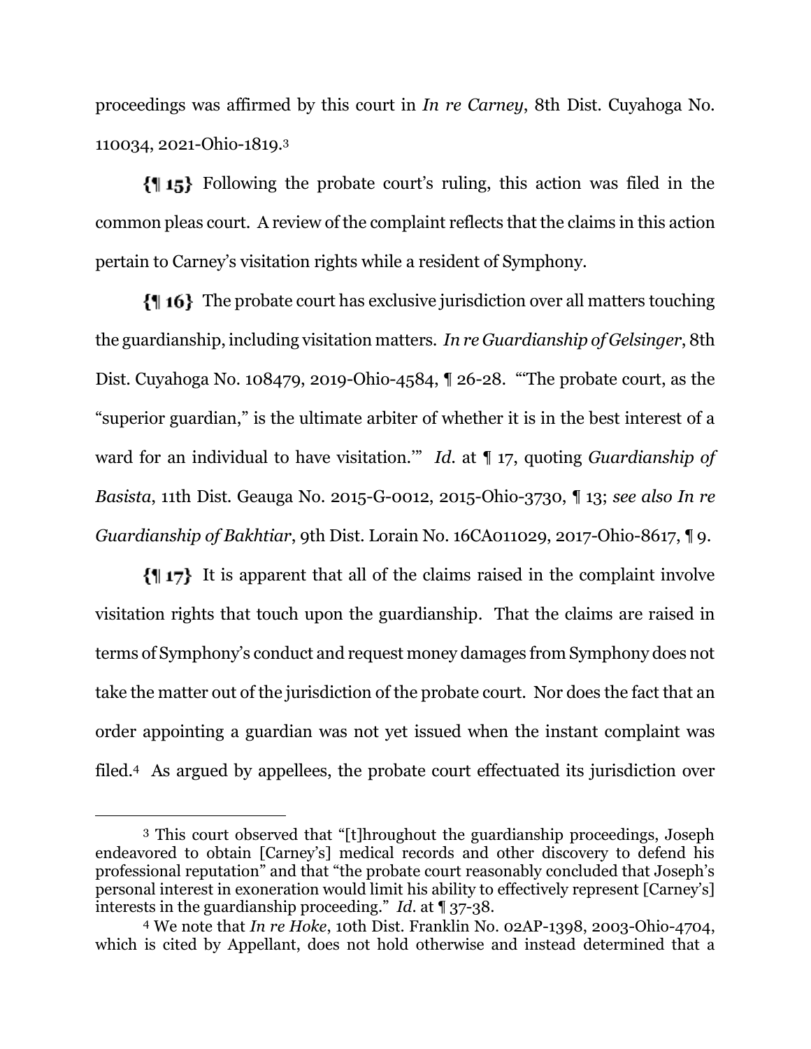proceedings was affirmed by this court in *In re Carney*, 8th Dist. Cuyahoga No. 110034, 2021-Ohio-1819.[3]

**{¶ 15}** Following the probate court's ruling, this action was filed in the common pleas court. A review of the complaint reflects that the claims in this action pertain to Carney's visitation rights while a resident of Symphony.

**{¶ 16}** The probate court has exclusive jurisdiction over all matters touching the guardianship, including visitation matters. *In re Guardianship of Gelsinger*, 8th Dist. Cuyahoga No. 108479, 2019-Ohio-4584, ¶ 26-28. "'The probate court, as the "superior guardian," is the ultimate arbiter of whether it is in the best interest of a ward for an individual to have visitation.'" *Id.* at ¶ 17, quoting *Guardianship of Basista*, 11th Dist. Geauga No. 2015-G-0012, 2015-Ohio-3730, ¶ 13; *see also In re Guardianship of Bakhtiar*, 9th Dist. Lorain No. 16CA011029, 2017-Ohio-8617, ¶ 9.

**{¶ 17}** It is apparent that all of the claims raised in the complaint involve visitation rights that touch upon the guardianship. That the claims are raised in terms of Symphony's conduct and request money damages from Symphony does not take the matter out of the jurisdiction of the probate court. Nor does the fact that an order appointing a guardian was not yet issued when the instant complaint was filed.[4] As argued by appellees, the probate court effectuated its jurisdiction over

---

[3] This court observed that "[t]hroughout the guardianship proceedings, Joseph endeavored to obtain [Carney's] medical records and other discovery to defend his professional reputation" and that "the probate court reasonably concluded that Joseph's personal interest in exoneration would limit his ability to effectively represent [Carney's] interests in the guardianship proceeding." *Id.* at ¶ 37-38.

[4] We note that *In re Hoke*, 10th Dist. Franklin No. 02AP-1398, 2003-Ohio-4704, which is cited by Appellant, does not hold otherwise and instead determined that a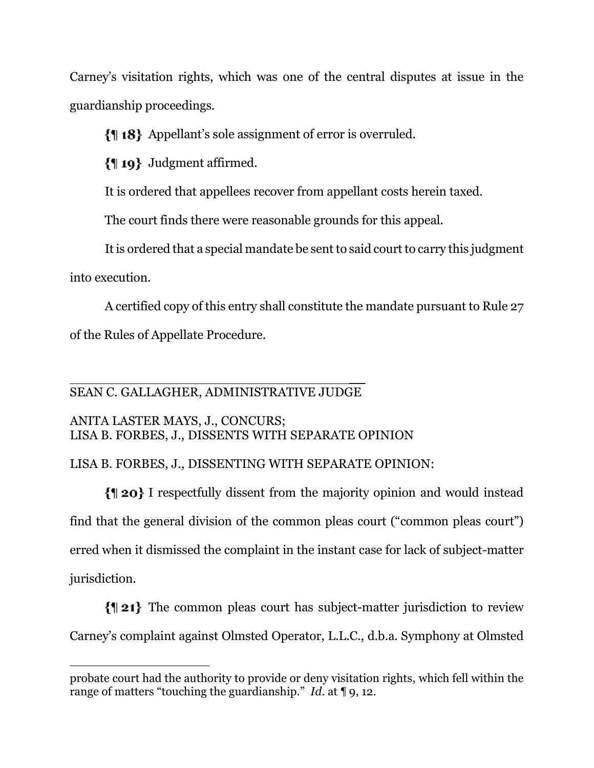Carney's visitation rights, which was one of the central disputes at issue in the guardianship proceedings.

{¶ 18} Appellant's sole assignment of error is overruled.

{¶ 19} Judgment affirmed.

It is ordered that appellees recover from appellant costs herein taxed.

The court finds there were reasonable grounds for this appeal.

It is ordered that a special mandate be sent to said court to carry this judgment into execution.

A certified copy of this entry shall constitute the mandate pursuant to Rule 27 of the Rules of Appellate Procedure.

______________________________________

SEAN C. GALLAGHER, ADMINISTRATIVE JUDGE

ANITA LASTER MAYS, J., CONCURS;
LISA B. FORBES, J., DISSENTS WITH SEPARATE OPINION

LISA B. FORBES, J., DISSENTING WITH SEPARATE OPINION:

{¶ 20} I respectfully dissent from the majority opinion and would instead find that the general division of the common pleas court ("common pleas court") erred when it dismissed the complaint in the instant case for lack of subject-matter jurisdiction.

{¶ 21} The common pleas court has subject-matter jurisdiction to review Carney's complaint against Olmsted Operator, L.L.C., d.b.a. Symphony at Olmsted

---

probate court had the authority to provide or deny visitation rights, which fell within the range of matters "touching the guardianship." *Id.* at ¶ 9, 12.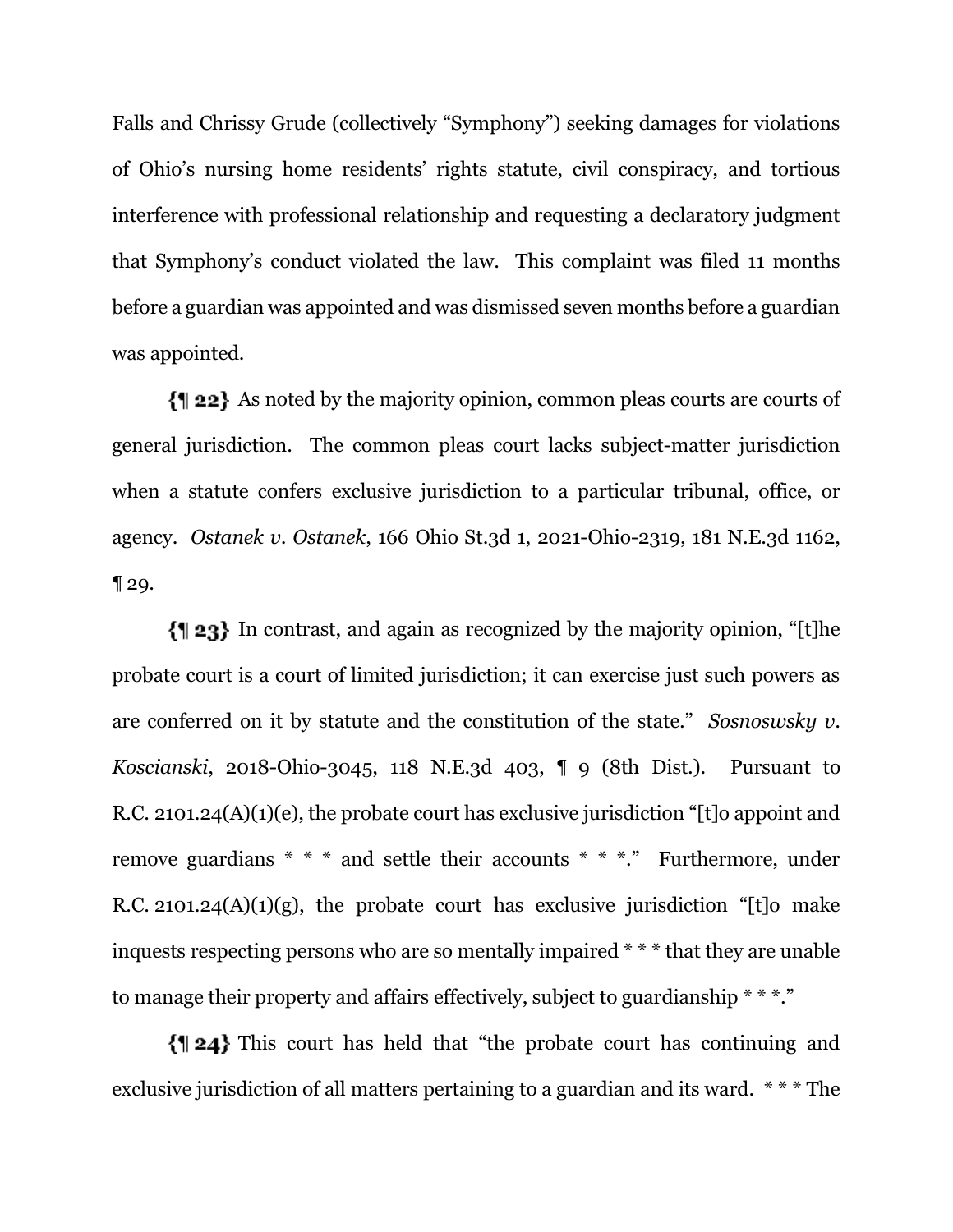Falls and Chrissy Grude (collectively "Symphony") seeking damages for violations of Ohio's nursing home residents' rights statute, civil conspiracy, and tortious interference with professional relationship and requesting a declaratory judgment that Symphony's conduct violated the law. This complaint was filed 11 months before a guardian was appointed and was dismissed seven months before a guardian was appointed.

**{¶ 22}** As noted by the majority opinion, common pleas courts are courts of general jurisdiction. The common pleas court lacks subject-matter jurisdiction when a statute confers exclusive jurisdiction to a particular tribunal, office, or agency. *Ostanek v. Ostanek*, 166 Ohio St.3d 1, 2021-Ohio-2319, 181 N.E.3d 1162, ¶ 29.

**{¶ 23}** In contrast, and again as recognized by the majority opinion, "[t]he probate court is a court of limited jurisdiction; it can exercise just such powers as are conferred on it by statute and the constitution of the state." *Sosnoswsky v. Koscianski*, 2018-Ohio-3045, 118 N.E.3d 403, ¶ 9 (8th Dist.). Pursuant to R.C. 2101.24(A)(1)(e), the probate court has exclusive jurisdiction "[t]o appoint and remove guardians * * * and settle their accounts * * *." Furthermore, under R.C. 2101.24(A)(1)(g), the probate court has exclusive jurisdiction "[t]o make inquests respecting persons who are so mentally impaired * * * that they are unable to manage their property and affairs effectively, subject to guardianship * * *."

**{¶ 24}** This court has held that "the probate court has continuing and exclusive jurisdiction of all matters pertaining to a guardian and its ward. * * * The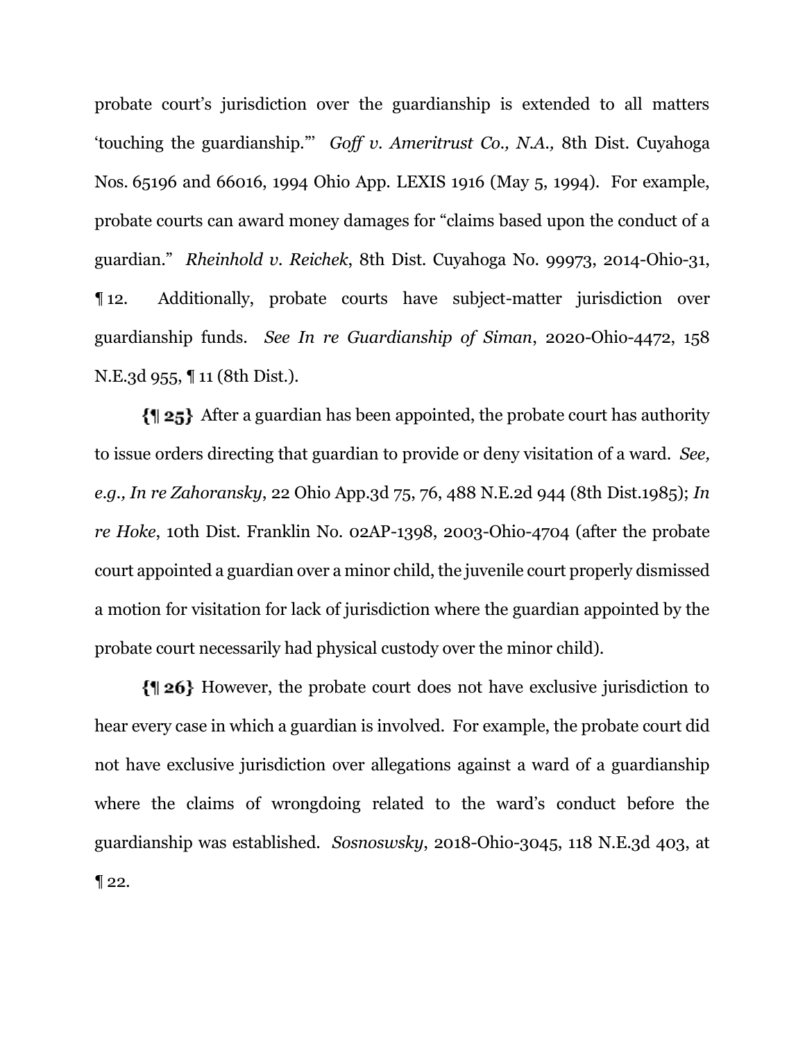probate court's jurisdiction over the guardianship is extended to all matters 'touching the guardianship.'" *Goff v. Ameritrust Co., N.A.,* 8th Dist. Cuyahoga Nos. 65196 and 66016, 1994 Ohio App. LEXIS 1916 (May 5, 1994). For example, probate courts can award money damages for "claims based upon the conduct of a guardian." *Rheinhold v. Reichek*, 8th Dist. Cuyahoga No. 99973, 2014-Ohio-31, ¶ 12. Additionally, probate courts have subject-matter jurisdiction over guardianship funds. *See In re Guardianship of Siman*, 2020-Ohio-4472, 158 N.E.3d 955, ¶ 11 (8th Dist.).

**{¶ 25}** After a guardian has been appointed, the probate court has authority to issue orders directing that guardian to provide or deny visitation of a ward. *See, e.g., In re Zahoransky*, 22 Ohio App.3d 75, 76, 488 N.E.2d 944 (8th Dist.1985); *In re Hoke*, 10th Dist. Franklin No. 02AP-1398, 2003-Ohio-4704 (after the probate court appointed a guardian over a minor child, the juvenile court properly dismissed a motion for visitation for lack of jurisdiction where the guardian appointed by the probate court necessarily had physical custody over the minor child).

**{¶ 26}** However, the probate court does not have exclusive jurisdiction to hear every case in which a guardian is involved. For example, the probate court did not have exclusive jurisdiction over allegations against a ward of a guardianship where the claims of wrongdoing related to the ward's conduct before the guardianship was established. *Sosnoswsky*, 2018-Ohio-3045, 118 N.E.3d 403, at ¶ 22.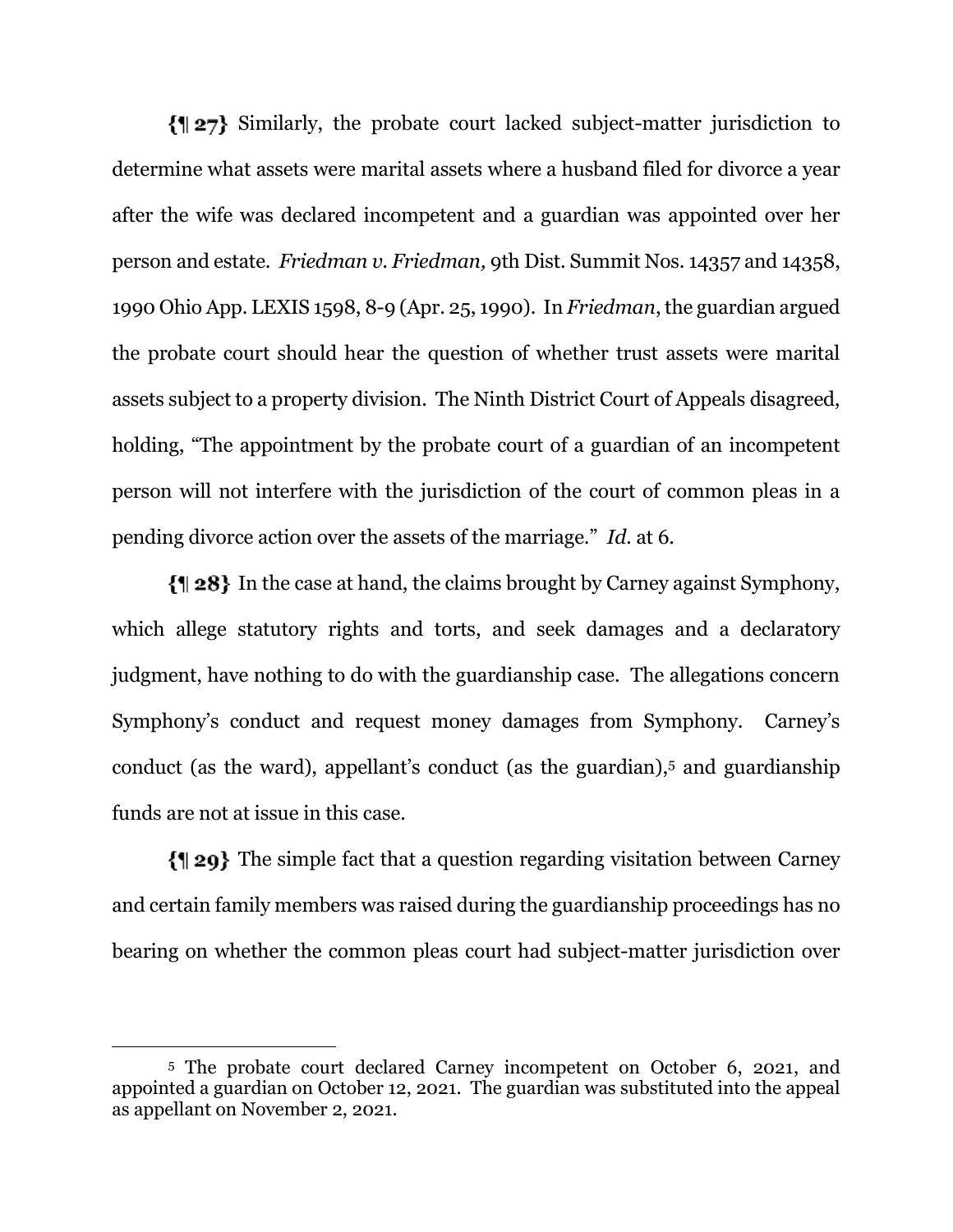{¶ 27} Similarly, the probate court lacked subject-matter jurisdiction to determine what assets were marital assets where a husband filed for divorce a year after the wife was declared incompetent and a guardian was appointed over her person and estate. *Friedman v. Friedman,* 9th Dist. Summit Nos. 14357 and 14358, 1990 Ohio App. LEXIS 1598, 8-9 (Apr. 25, 1990). In *Friedman*, the guardian argued the probate court should hear the question of whether trust assets were marital assets subject to a property division. The Ninth District Court of Appeals disagreed, holding, "The appointment by the probate court of a guardian of an incompetent person will not interfere with the jurisdiction of the court of common pleas in a pending divorce action over the assets of the marriage." *Id.* at 6.

{¶ 28} In the case at hand, the claims brought by Carney against Symphony, which allege statutory rights and torts, and seek damages and a declaratory judgment, have nothing to do with the guardianship case. The allegations concern Symphony's conduct and request money damages from Symphony. Carney's conduct (as the ward), appellant's conduct (as the guardian),[5] and guardianship funds are not at issue in this case.

{¶ 29} The simple fact that a question regarding visitation between Carney and certain family members was raised during the guardianship proceedings has no bearing on whether the common pleas court had subject-matter jurisdiction over

---

[5] The probate court declared Carney incompetent on October 6, 2021, and appointed a guardian on October 12, 2021. The guardian was substituted into the appeal as appellant on November 2, 2021.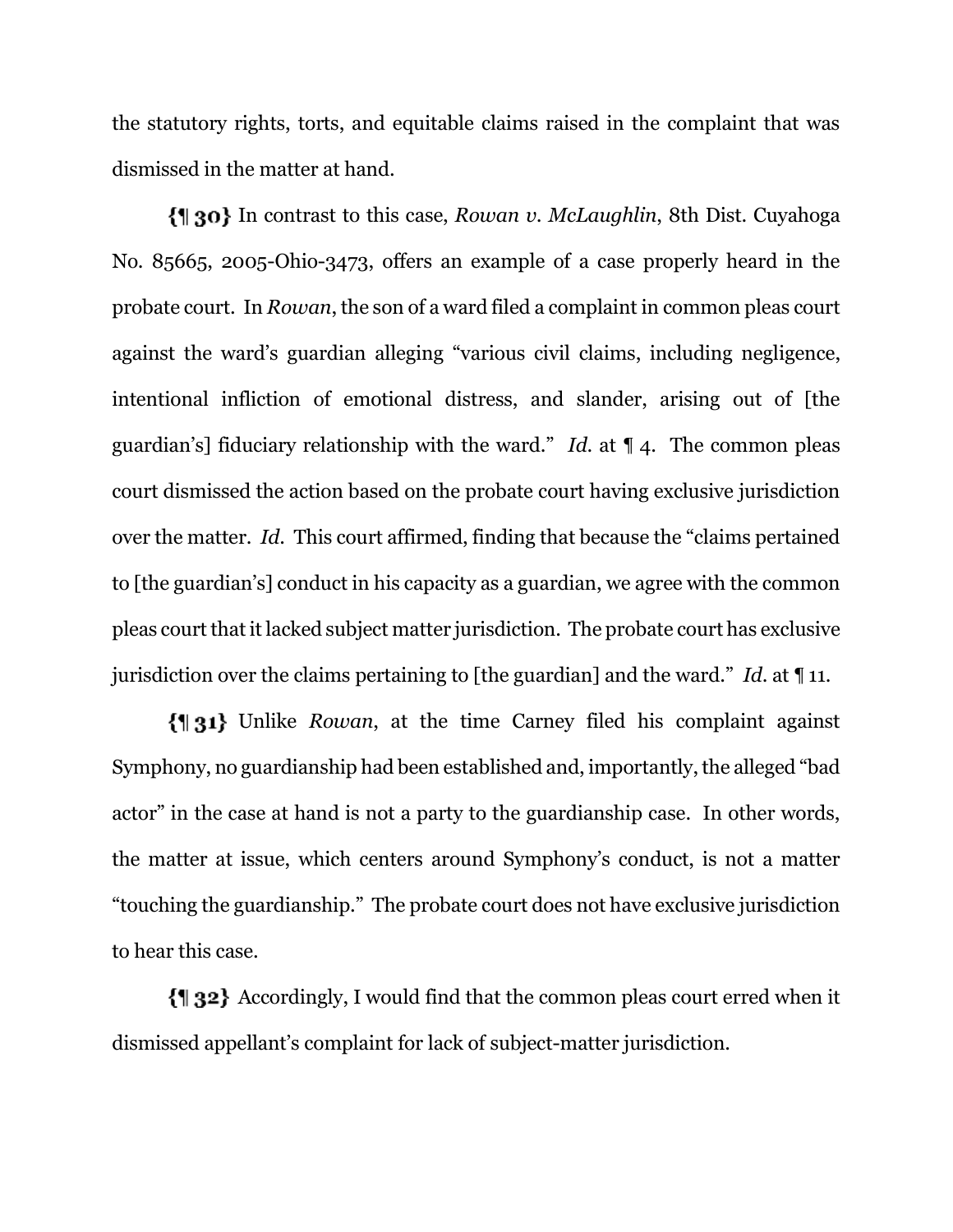the statutory rights, torts, and equitable claims raised in the complaint that was dismissed in the matter at hand.

**{¶ 30}** In contrast to this case, *Rowan v. McLaughlin*, 8th Dist. Cuyahoga No. 85665, 2005-Ohio-3473, offers an example of a case properly heard in the probate court. In *Rowan*, the son of a ward filed a complaint in common pleas court against the ward's guardian alleging "various civil claims, including negligence, intentional infliction of emotional distress, and slander, arising out of [the guardian's] fiduciary relationship with the ward." *Id.* at ¶ 4. The common pleas court dismissed the action based on the probate court having exclusive jurisdiction over the matter. *Id.* This court affirmed, finding that because the "claims pertained to [the guardian's] conduct in his capacity as a guardian, we agree with the common pleas court that it lacked subject matter jurisdiction. The probate court has exclusive jurisdiction over the claims pertaining to [the guardian] and the ward." *Id.* at ¶ 11.

**{¶ 31}** Unlike *Rowan*, at the time Carney filed his complaint against Symphony, no guardianship had been established and, importantly, the alleged "bad actor" in the case at hand is not a party to the guardianship case. In other words, the matter at issue, which centers around Symphony's conduct, is not a matter "touching the guardianship." The probate court does not have exclusive jurisdiction to hear this case.

**{¶ 32}** Accordingly, I would find that the common pleas court erred when it dismissed appellant's complaint for lack of subject-matter jurisdiction.